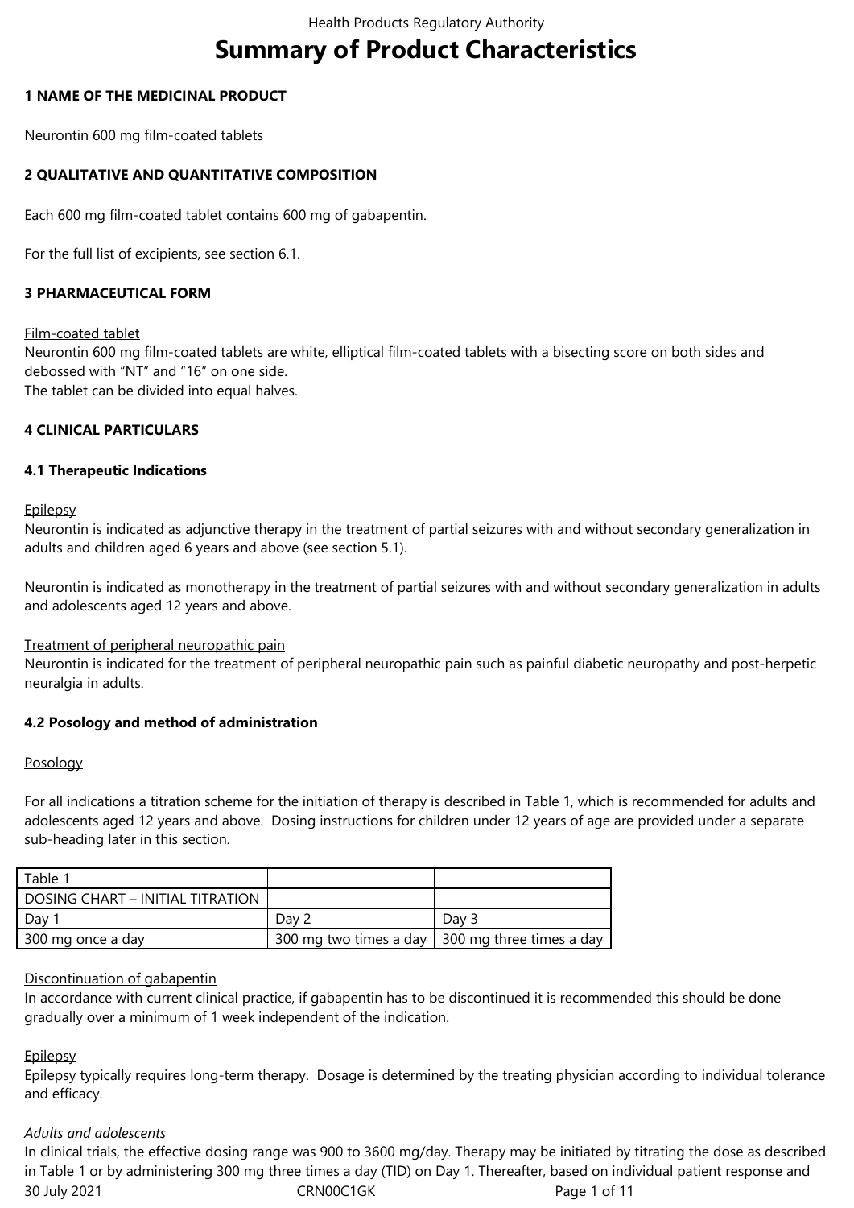# Summary of Product Characteristics

## 1 NAME OF THE MEDICINAL PRODUCT

Neurontin 600 mg film-coated tablets

## 2 QUALITATIVE AND QUANTITATIVE COMPOSITION

Each 600 mg film-coated tablet contains 600 mg of gabapentin.

For the full list of excipients, see section 6.1.

## 3 PHARMACEUTICAL FORM

Film-coated tablet

Neurontin 600 mg film-coated tablets are white, elliptical film-coated tablets with a bisecting score on both sides and debossed with "NT" and "16" on one side.

The tablet can be divided into equal halves.

## 4 CLINICAL PARTICULARS

### 4.1 Therapeutic Indications

Epilepsy

Neurontin is indicated as adjunctive therapy in the treatment of partial seizures with and without secondary generalization in adults and children aged 6 years and above (see section 5.1).

Neurontin is indicated as monotherapy in the treatment of partial seizures with and without secondary generalization in adults and adolescents aged 12 years and above.

Treatment of peripheral neuropathic pain

Neurontin is indicated for the treatment of peripheral neuropathic pain such as painful diabetic neuropathy and post-herpetic neuralgia in adults.

### 4.2 Posology and method of administration

Posology

For all indications a titration scheme for the initiation of therapy is described in Table 1, which is recommended for adults and adolescents aged 12 years and above. Dosing instructions for children under 12 years of age are provided under a separate sub-heading later in this section.

| Table 1 | | |
|---|---|---|
| DOSING CHART – INITIAL TITRATION | | |
| Day 1 | Day 2 | Day 3 |
| 300 mg once a day | 300 mg two times a day | 300 mg three times a day |

Discontinuation of gabapentin

In accordance with current clinical practice, if gabapentin has to be discontinued it is recommended this should be done gradually over a minimum of 1 week independent of the indication.

Epilepsy

Epilepsy typically requires long-term therapy. Dosage is determined by the treating physician according to individual tolerance and efficacy.

*Adults and adolescents*

In clinical trials, the effective dosing range was 900 to 3600 mg/day. Therapy may be initiated by titrating the dose as described in Table 1 or by administering 300 mg three times a day (TID) on Day 1. Thereafter, based on individual patient response and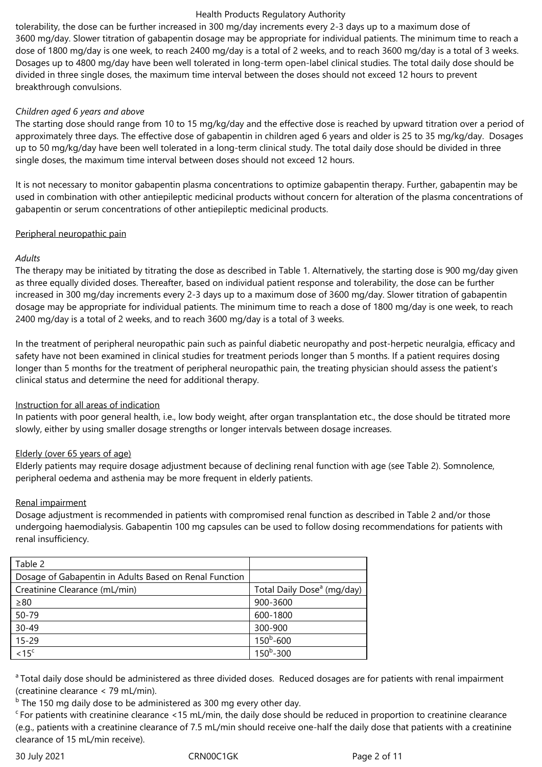tolerability, the dose can be further increased in 300 mg/day increments every 2-3 days up to a maximum dose of 3600 mg/day. Slower titration of gabapentin dosage may be appropriate for individual patients. The minimum time to reach a dose of 1800 mg/day is one week, to reach 2400 mg/day is a total of 2 weeks, and to reach 3600 mg/day is a total of 3 weeks. Dosages up to 4800 mg/day have been well tolerated in long-term open-label clinical studies. The total daily dose should be divided in three single doses, the maximum time interval between the doses should not exceed 12 hours to prevent breakthrough convulsions.

*Children aged 6 years and above*

The starting dose should range from 10 to 15 mg/kg/day and the effective dose is reached by upward titration over a period of approximately three days. The effective dose of gabapentin in children aged 6 years and older is 25 to 35 mg/kg/day. Dosages up to 50 mg/kg/day have been well tolerated in a long-term clinical study. The total daily dose should be divided in three single doses, the maximum time interval between doses should not exceed 12 hours.

It is not necessary to monitor gabapentin plasma concentrations to optimize gabapentin therapy. Further, gabapentin may be used in combination with other antiepileptic medicinal products without concern for alteration of the plasma concentrations of gabapentin or serum concentrations of other antiepileptic medicinal products.

Peripheral neuropathic pain

*Adults*

The therapy may be initiated by titrating the dose as described in Table 1. Alternatively, the starting dose is 900 mg/day given as three equally divided doses. Thereafter, based on individual patient response and tolerability, the dose can be further increased in 300 mg/day increments every 2-3 days up to a maximum dose of 3600 mg/day. Slower titration of gabapentin dosage may be appropriate for individual patients. The minimum time to reach a dose of 1800 mg/day is one week, to reach 2400 mg/day is a total of 2 weeks, and to reach 3600 mg/day is a total of 3 weeks.

In the treatment of peripheral neuropathic pain such as painful diabetic neuropathy and post-herpetic neuralgia, efficacy and safety have not been examined in clinical studies for treatment periods longer than 5 months. If a patient requires dosing longer than 5 months for the treatment of peripheral neuropathic pain, the treating physician should assess the patient's clinical status and determine the need for additional therapy.

Instruction for all areas of indication

In patients with poor general health, i.e., low body weight, after organ transplantation etc., the dose should be titrated more slowly, either by using smaller dosage strengths or longer intervals between dosage increases.

Elderly (over 65 years of age)

Elderly patients may require dosage adjustment because of declining renal function with age (see Table 2). Somnolence, peripheral oedema and asthenia may be more frequent in elderly patients.

Renal impairment

Dosage adjustment is recommended in patients with compromised renal function as described in Table 2 and/or those undergoing haemodialysis. Gabapentin 100 mg capsules can be used to follow dosing recommendations for patients with renal insufficiency.

| Table 2 | |
|---|---|
| Dosage of Gabapentin in Adults Based on Renal Function | |
| Creatinine Clearance (mL/min) | Total Daily Dose[a] (mg/day) |
| ≥80 | 900-3600 |
| 50-79 | 600-1800 |
| 30-49 | 300-900 |
| 15-29 | 150[b]-600 |
| <15[c] | 150[b]-300 |

[a] Total daily dose should be administered as three divided doses. Reduced dosages are for patients with renal impairment (creatinine clearance < 79 mL/min).

[b] The 150 mg daily dose to be administered as 300 mg every other day.

[c] For patients with creatinine clearance <15 mL/min, the daily dose should be reduced in proportion to creatinine clearance (e.g., patients with a creatinine clearance of 7.5 mL/min should receive one-half the daily dose that patients with a creatinine clearance of 15 mL/min receive).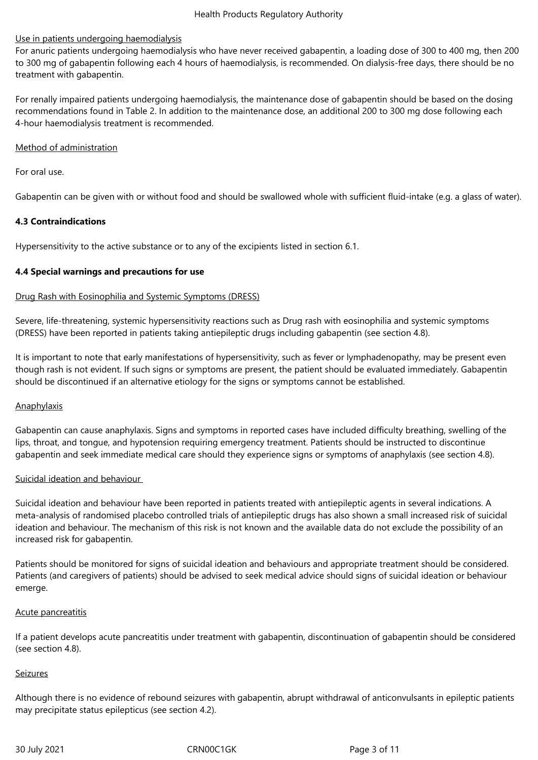Use in patients undergoing haemodialysis

For anuric patients undergoing haemodialysis who have never received gabapentin, a loading dose of 300 to 400 mg, then 200 to 300 mg of gabapentin following each 4 hours of haemodialysis, is recommended. On dialysis-free days, there should be no treatment with gabapentin.

For renally impaired patients undergoing haemodialysis, the maintenance dose of gabapentin should be based on the dosing recommendations found in Table 2. In addition to the maintenance dose, an additional 200 to 300 mg dose following each 4-hour haemodialysis treatment is recommended.

Method of administration

For oral use.

Gabapentin can be given with or without food and should be swallowed whole with sufficient fluid-intake (e.g. a glass of water).

**4.3 Contraindications**

Hypersensitivity to the active substance or to any of the excipients listed in section 6.1.

**4.4 Special warnings and precautions for use**

Drug Rash with Eosinophilia and Systemic Symptoms (DRESS)

Severe, life-threatening, systemic hypersensitivity reactions such as Drug rash with eosinophilia and systemic symptoms (DRESS) have been reported in patients taking antiepileptic drugs including gabapentin (see section 4.8).

It is important to note that early manifestations of hypersensitivity, such as fever or lymphadenopathy, may be present even though rash is not evident. If such signs or symptoms are present, the patient should be evaluated immediately. Gabapentin should be discontinued if an alternative etiology for the signs or symptoms cannot be established.

Anaphylaxis

Gabapentin can cause anaphylaxis. Signs and symptoms in reported cases have included difficulty breathing, swelling of the lips, throat, and tongue, and hypotension requiring emergency treatment. Patients should be instructed to discontinue gabapentin and seek immediate medical care should they experience signs or symptoms of anaphylaxis (see section 4.8).

Suicidal ideation and behaviour

Suicidal ideation and behaviour have been reported in patients treated with antiepileptic agents in several indications. A meta-analysis of randomised placebo controlled trials of antiepileptic drugs has also shown a small increased risk of suicidal ideation and behaviour. The mechanism of this risk is not known and the available data do not exclude the possibility of an increased risk for gabapentin.

Patients should be monitored for signs of suicidal ideation and behaviours and appropriate treatment should be considered. Patients (and caregivers of patients) should be advised to seek medical advice should signs of suicidal ideation or behaviour emerge.

Acute pancreatitis

If a patient develops acute pancreatitis under treatment with gabapentin, discontinuation of gabapentin should be considered (see section 4.8).

Seizures

Although there is no evidence of rebound seizures with gabapentin, abrupt withdrawal of anticonvulsants in epileptic patients may precipitate status epilepticus (see section 4.2).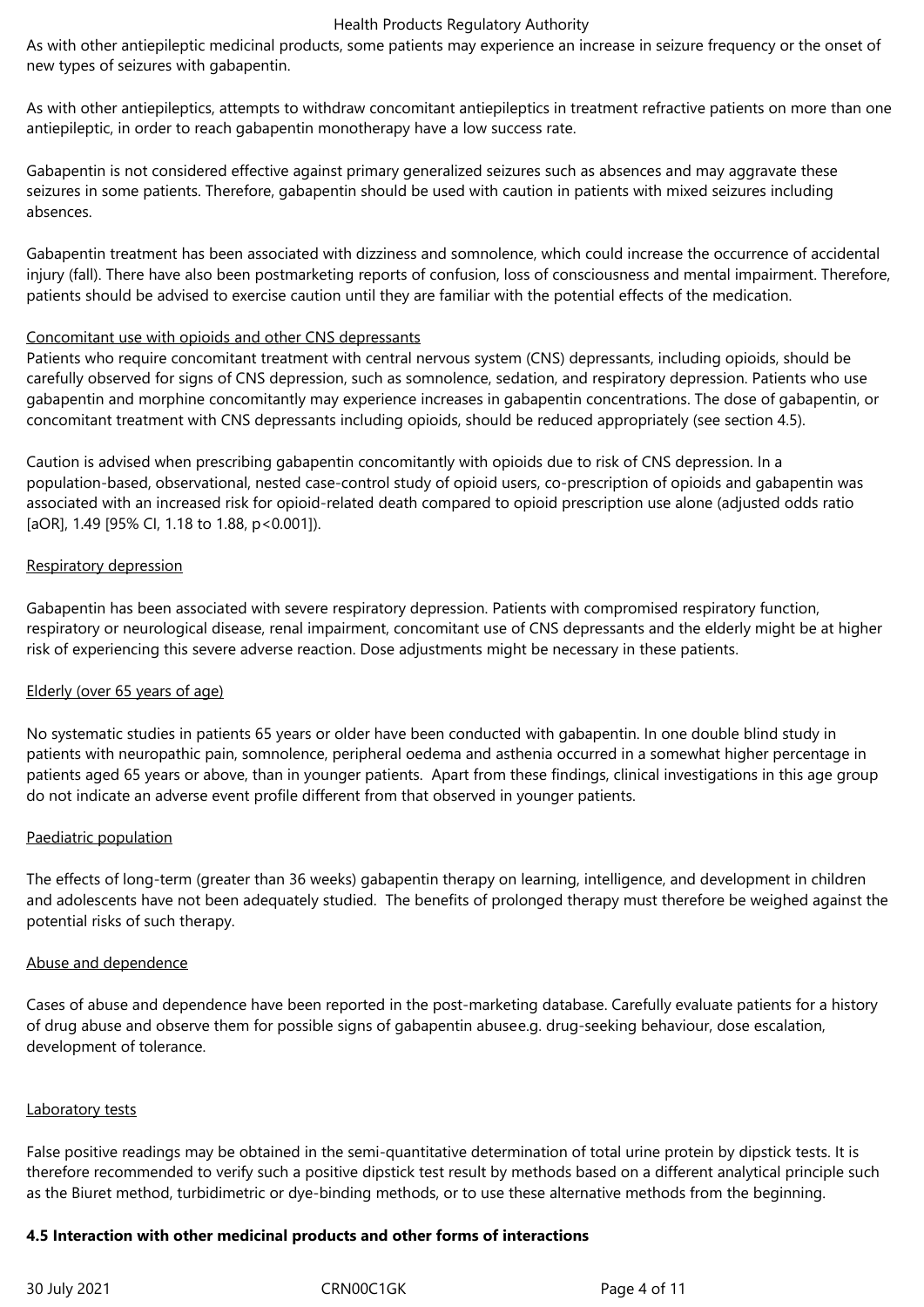As with other antiepileptic medicinal products, some patients may experience an increase in seizure frequency or the onset of new types of seizures with gabapentin.

As with other antiepileptics, attempts to withdraw concomitant antiepileptics in treatment refractive patients on more than one antiepileptic, in order to reach gabapentin monotherapy have a low success rate.

Gabapentin is not considered effective against primary generalized seizures such as absences and may aggravate these seizures in some patients. Therefore, gabapentin should be used with caution in patients with mixed seizures including absences.

Gabapentin treatment has been associated with dizziness and somnolence, which could increase the occurrence of accidental injury (fall). There have also been postmarketing reports of confusion, loss of consciousness and mental impairment. Therefore, patients should be advised to exercise caution until they are familiar with the potential effects of the medication.

Concomitant use with opioids and other CNS depressants

Patients who require concomitant treatment with central nervous system (CNS) depressants, including opioids, should be carefully observed for signs of CNS depression, such as somnolence, sedation, and respiratory depression. Patients who use gabapentin and morphine concomitantly may experience increases in gabapentin concentrations. The dose of gabapentin, or concomitant treatment with CNS depressants including opioids, should be reduced appropriately (see section 4.5).

Caution is advised when prescribing gabapentin concomitantly with opioids due to risk of CNS depression. In a population-based, observational, nested case-control study of opioid users, co-prescription of opioids and gabapentin was associated with an increased risk for opioid-related death compared to opioid prescription use alone (adjusted odds ratio [aOR], 1.49 [95% CI, 1.18 to 1.88, $p<0.001$]).

Respiratory depression

Gabapentin has been associated with severe respiratory depression. Patients with compromised respiratory function, respiratory or neurological disease, renal impairment, concomitant use of CNS depressants and the elderly might be at higher risk of experiencing this severe adverse reaction. Dose adjustments might be necessary in these patients.

Elderly (over 65 years of age)

No systematic studies in patients 65 years or older have been conducted with gabapentin. In one double blind study in patients with neuropathic pain, somnolence, peripheral oedema and asthenia occurred in a somewhat higher percentage in patients aged 65 years or above, than in younger patients. Apart from these findings, clinical investigations in this age group do not indicate an adverse event profile different from that observed in younger patients.

Paediatric population

The effects of long-term (greater than 36 weeks) gabapentin therapy on learning, intelligence, and development in children and adolescents have not been adequately studied. The benefits of prolonged therapy must therefore be weighed against the potential risks of such therapy.

Abuse and dependence

Cases of abuse and dependence have been reported in the post-marketing database. Carefully evaluate patients for a history of drug abuse and observe them for possible signs of gabapentin abusee.g. drug-seeking behaviour, dose escalation, development of tolerance.

Laboratory tests

False positive readings may be obtained in the semi-quantitative determination of total urine protein by dipstick tests. It is therefore recommended to verify such a positive dipstick test result by methods based on a different analytical principle such as the Biuret method, turbidimetric or dye-binding methods, or to use these alternative methods from the beginning.

**4.5 Interaction with other medicinal products and other forms of interactions**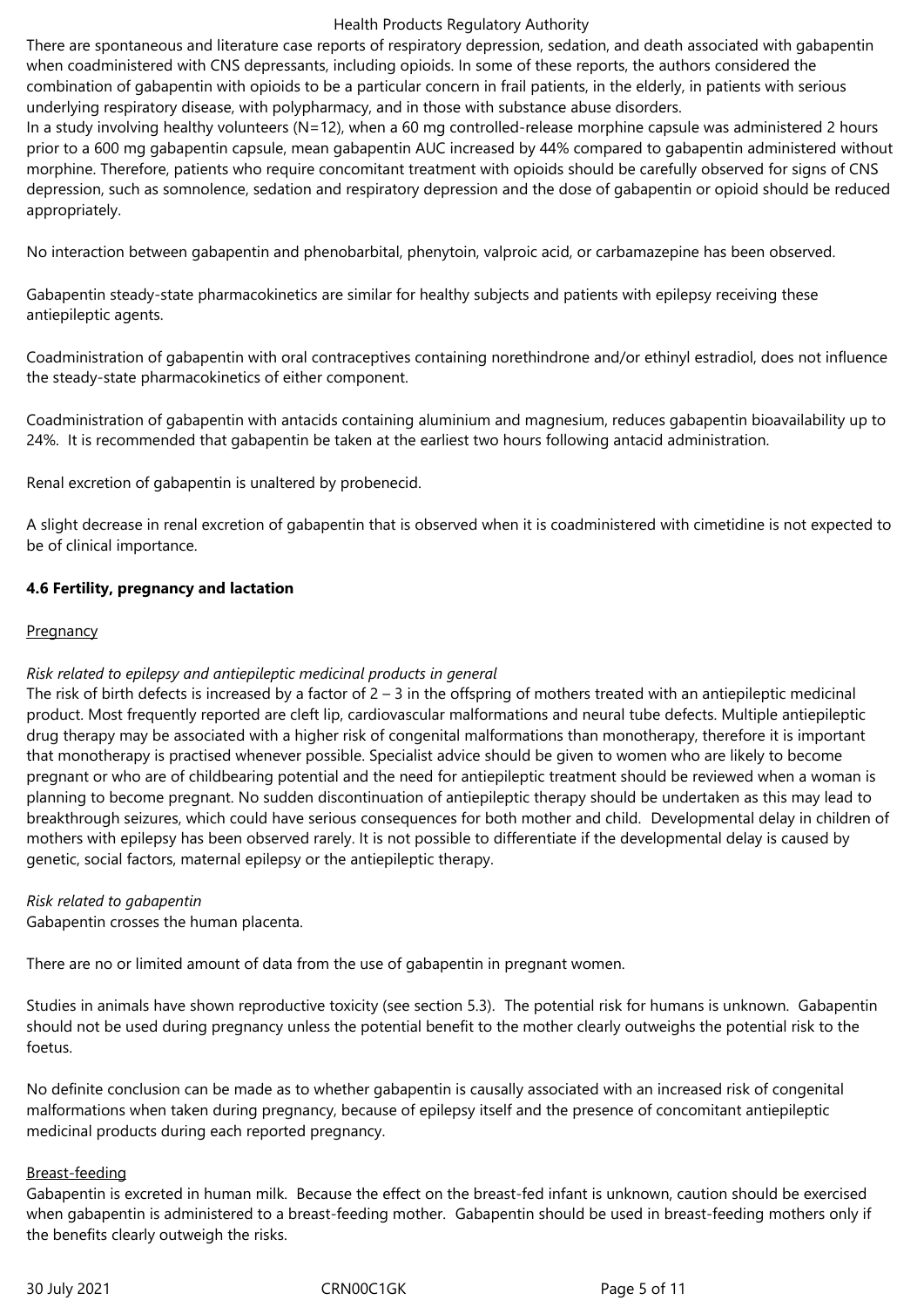There are spontaneous and literature case reports of respiratory depression, sedation, and death associated with gabapentin when coadministered with CNS depressants, including opioids. In some of these reports, the authors considered the combination of gabapentin with opioids to be a particular concern in frail patients, in the elderly, in patients with serious underlying respiratory disease, with polypharmacy, and in those with substance abuse disorders.
In a study involving healthy volunteers (N=12), when a 60 mg controlled-release morphine capsule was administered 2 hours prior to a 600 mg gabapentin capsule, mean gabapentin AUC increased by 44% compared to gabapentin administered without morphine. Therefore, patients who require concomitant treatment with opioids should be carefully observed for signs of CNS depression, such as somnolence, sedation and respiratory depression and the dose of gabapentin or opioid should be reduced appropriately.

No interaction between gabapentin and phenobarbital, phenytoin, valproic acid, or carbamazepine has been observed.

Gabapentin steady-state pharmacokinetics are similar for healthy subjects and patients with epilepsy receiving these antiepileptic agents.

Coadministration of gabapentin with oral contraceptives containing norethindrone and/or ethinyl estradiol, does not influence the steady-state pharmacokinetics of either component.

Coadministration of gabapentin with antacids containing aluminium and magnesium, reduces gabapentin bioavailability up to 24%. It is recommended that gabapentin be taken at the earliest two hours following antacid administration.

Renal excretion of gabapentin is unaltered by probenecid.

A slight decrease in renal excretion of gabapentin that is observed when it is coadministered with cimetidine is not expected to be of clinical importance.

**4.6 Fertility, pregnancy and lactation**

Pregnancy

*Risk related to epilepsy and antiepileptic medicinal products in general*
The risk of birth defects is increased by a factor of 2 – 3 in the offspring of mothers treated with an antiepileptic medicinal product. Most frequently reported are cleft lip, cardiovascular malformations and neural tube defects. Multiple antiepileptic drug therapy may be associated with a higher risk of congenital malformations than monotherapy, therefore it is important that monotherapy is practised whenever possible. Specialist advice should be given to women who are likely to become pregnant or who are of childbearing potential and the need for antiepileptic treatment should be reviewed when a woman is planning to become pregnant. No sudden discontinuation of antiepileptic therapy should be undertaken as this may lead to breakthrough seizures, which could have serious consequences for both mother and child. Developmental delay in children of mothers with epilepsy has been observed rarely. It is not possible to differentiate if the developmental delay is caused by genetic, social factors, maternal epilepsy or the antiepileptic therapy.

*Risk related to gabapentin*
Gabapentin crosses the human placenta.

There are no or limited amount of data from the use of gabapentin in pregnant women.

Studies in animals have shown reproductive toxicity (see section 5.3). The potential risk for humans is unknown. Gabapentin should not be used during pregnancy unless the potential benefit to the mother clearly outweighs the potential risk to the foetus.

No definite conclusion can be made as to whether gabapentin is causally associated with an increased risk of congenital malformations when taken during pregnancy, because of epilepsy itself and the presence of concomitant antiepileptic medicinal products during each reported pregnancy.

Breast-feeding
Gabapentin is excreted in human milk. Because the effect on the breast-fed infant is unknown, caution should be exercised when gabapentin is administered to a breast-feeding mother. Gabapentin should be used in breast-feeding mothers only if the benefits clearly outweigh the risks.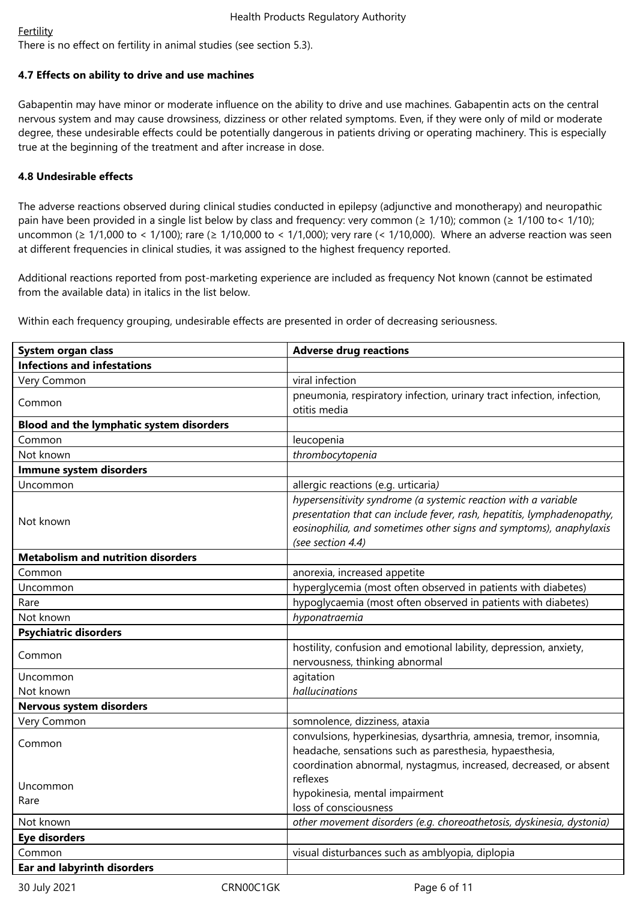Fertility

There is no effect on fertility in animal studies (see section 5.3).

### 4.7 Effects on ability to drive and use machines

Gabapentin may have minor or moderate influence on the ability to drive and use machines. Gabapentin acts on the central nervous system and may cause drowsiness, dizziness or other related symptoms. Even, if they were only of mild or moderate degree, these undesirable effects could be potentially dangerous in patients driving or operating machinery. This is especially true at the beginning of the treatment and after increase in dose.

### 4.8 Undesirable effects

The adverse reactions observed during clinical studies conducted in epilepsy (adjunctive and monotherapy) and neuropathic pain have been provided in a single list below by class and frequency: very common (≥ 1/10); common (≥ 1/100 to< 1/10); uncommon (≥ 1/1,000 to < 1/100); rare (≥ 1/10,000 to < 1/1,000); very rare (< 1/10,000). Where an adverse reaction was seen at different frequencies in clinical studies, it was assigned to the highest frequency reported.

Additional reactions reported from post-marketing experience are included as frequency Not known (cannot be estimated from the available data) in italics in the list below.

Within each frequency grouping, undesirable effects are presented in order of decreasing seriousness.

| System organ class | Adverse drug reactions |
|---|---|
| **Infections and infestations** | |
| Very Common | viral infection |
| Common | pneumonia, respiratory infection, urinary tract infection, infection, otitis media |
| **Blood and the lymphatic system disorders** | |
| Common | leucopenia |
| Not known | *thrombocytopenia* |
| **Immune system disorders** | |
| Uncommon | allergic reactions (e.g. urticaria) |
| Not known | *hypersensitivity syndrome (a systemic reaction with a variable presentation that can include fever, rash, hepatitis, lymphadenopathy, eosinophilia, and sometimes other signs and symptoms), anaphylaxis (see section 4.4)* |
| **Metabolism and nutrition disorders** | |
| Common | anorexia, increased appetite |
| Uncommon | hyperglycemia (most often observed in patients with diabetes) |
| Rare | hypoglycaemia (most often observed in patients with diabetes) |
| Not known | *hyponatraemia* |
| **Psychiatric disorders** | |
| Common | hostility, confusion and emotional lability, depression, anxiety, nervousness, thinking abnormal |
| Uncommon | agitation |
| Not known | *hallucinations* |
| **Nervous system disorders** | |
| Very Common | somnolence, dizziness, ataxia |
| Common | convulsions, hyperkinesias, dysarthria, amnesia, tremor, insomnia, headache, sensations such as paresthesia, hypaesthesia, coordination abnormal, nystagmus, increased, decreased, or absent reflexes |
| Uncommon | hypokinesia, mental impairment |
| Rare | loss of consciousness |
| Not known | *other movement disorders (e.g. choreoathetosis, dyskinesia, dystonia)* |
| **Eye disorders** | |
| Common | visual disturbances such as amblyopia, diplopia |
| **Ear and labyrinth disorders** | |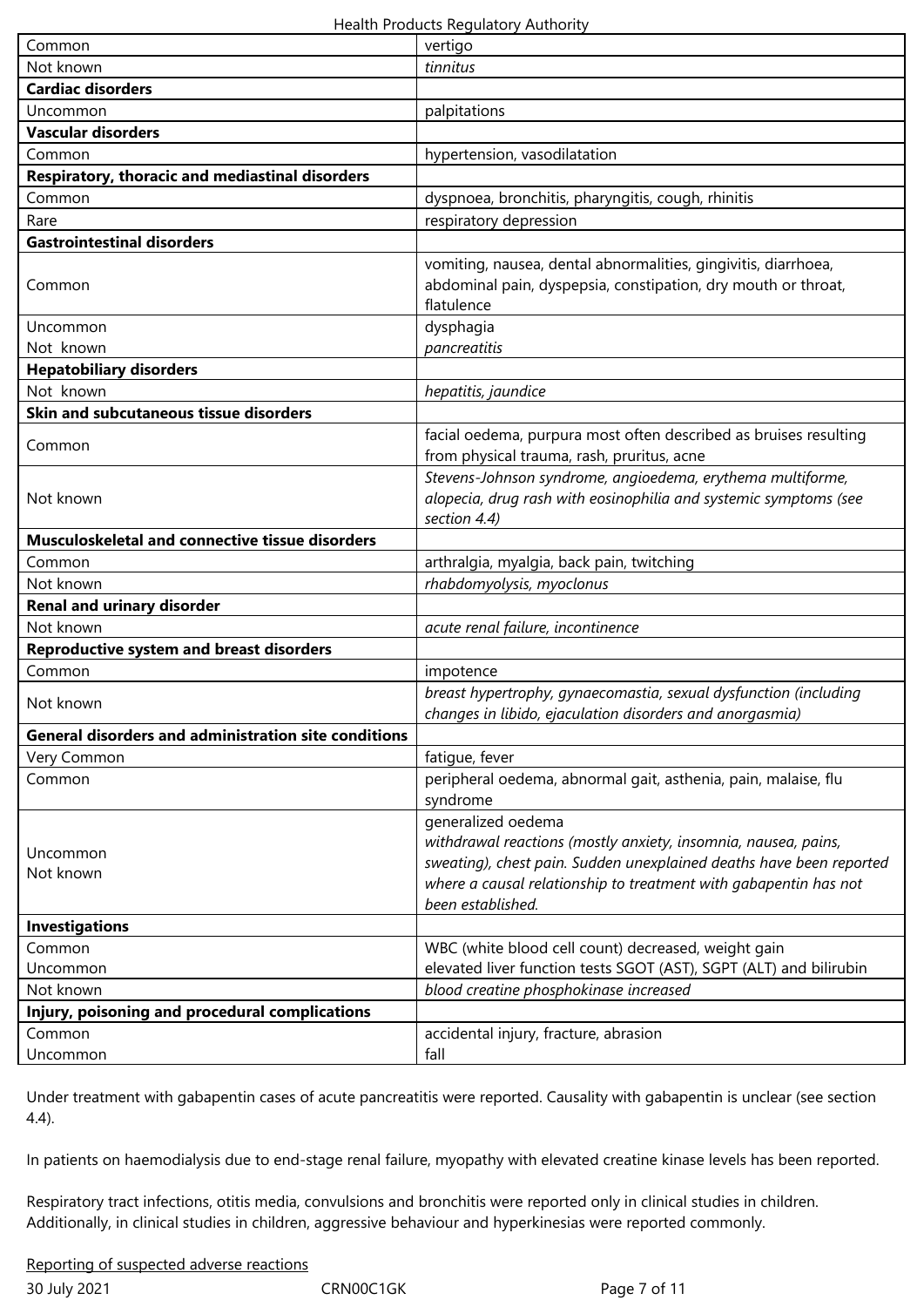| | |
|---|---|
| Common | vertigo |
| Not known | *tinnitus* |
| **Cardiac disorders** | |
| Uncommon | palpitations |
| **Vascular disorders** | |
| Common | hypertension, vasodilatation |
| **Respiratory, thoracic and mediastinal disorders** | |
| Common | dyspnoea, bronchitis, pharyngitis, cough, rhinitis |
| Rare | respiratory depression |
| **Gastrointestinal disorders** | |
| Common | vomiting, nausea, dental abnormalities, gingivitis, diarrhoea, abdominal pain, dyspepsia, constipation, dry mouth or throat, flatulence |
| Uncommon<br>Not known | dysphagia<br>*pancreatitis* |
| **Hepatobiliary disorders** | |
| Not known | *hepatitis, jaundice* |
| **Skin and subcutaneous tissue disorders** | |
| Common | facial oedema, purpura most often described as bruises resulting from physical trauma, rash, pruritus, acne |
| Not known | *Stevens-Johnson syndrome, angioedema, erythema multiforme, alopecia, drug rash with eosinophilia and systemic symptoms (see section 4.4)* |
| **Musculoskeletal and connective tissue disorders** | |
| Common | arthralgia, myalgia, back pain, twitching |
| Not known | *rhabdomyolysis, myoclonus* |
| **Renal and urinary disorder** | |
| Not known | *acute renal failure, incontinence* |
| **Reproductive system and breast disorders** | |
| Common | impotence |
| Not known | *breast hypertrophy, gynaecomastia, sexual dysfunction (including changes in libido, ejaculation disorders and anorgasmia)* |
| **General disorders and administration site conditions** | |
| Very Common | fatigue, fever |
| Common | peripheral oedema, abnormal gait, asthenia, pain, malaise, flu syndrome |
| Uncommon<br>Not known | generalized oedema<br>*withdrawal reactions (mostly anxiety, insomnia, nausea, pains, sweating), chest pain. Sudden unexplained deaths have been reported where a causal relationship to treatment with gabapentin has not been established.* |
| **Investigations** | |
| Common<br>Uncommon | WBC (white blood cell count) decreased, weight gain<br>elevated liver function tests SGOT (AST), SGPT (ALT) and bilirubin |
| Not known | *blood creatine phosphokinase increased* |
| **Injury, poisoning and procedural complications** | |
| Common<br>Uncommon | accidental injury, fracture, abrasion<br>fall |

Under treatment with gabapentin cases of acute pancreatitis were reported. Causality with gabapentin is unclear (see section 4.4).

In patients on haemodialysis due to end-stage renal failure, myopathy with elevated creatine kinase levels has been reported.

Respiratory tract infections, otitis media, convulsions and bronchitis were reported only in clinical studies in children. Additionally, in clinical studies in children, aggressive behaviour and hyperkinesias were reported commonly.

Reporting of suspected adverse reactions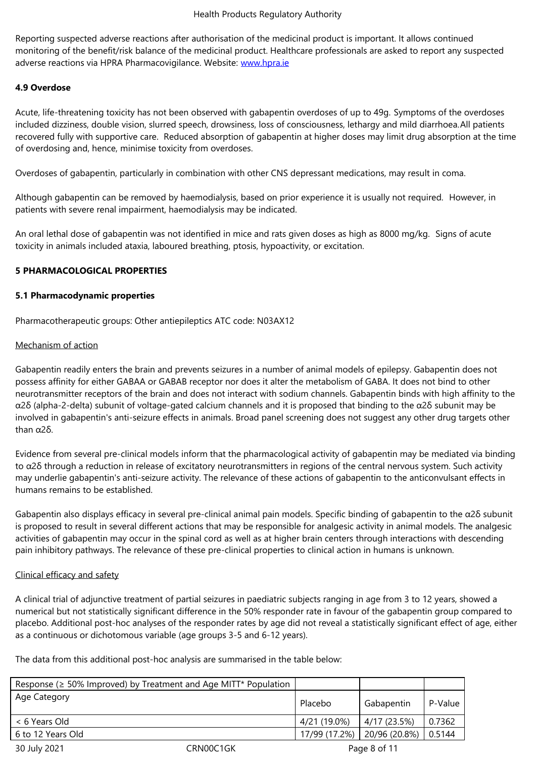Reporting suspected adverse reactions after authorisation of the medicinal product is important. It allows continued monitoring of the benefit/risk balance of the medicinal product. Healthcare professionals are asked to report any suspected adverse reactions via HPRA Pharmacovigilance. Website: www.hpra.ie

**4.9 Overdose**

Acute, life-threatening toxicity has not been observed with gabapentin overdoses of up to 49g. Symptoms of the overdoses included dizziness, double vision, slurred speech, drowsiness, loss of consciousness, lethargy and mild diarrhoea.All patients recovered fully with supportive care. Reduced absorption of gabapentin at higher doses may limit drug absorption at the time of overdosing and, hence, minimise toxicity from overdoses.

Overdoses of gabapentin, particularly in combination with other CNS depressant medications, may result in coma.

Although gabapentin can be removed by haemodialysis, based on prior experience it is usually not required. However, in patients with severe renal impairment, haemodialysis may be indicated.

An oral lethal dose of gabapentin was not identified in mice and rats given doses as high as 8000 mg/kg. Signs of acute toxicity in animals included ataxia, laboured breathing, ptosis, hypoactivity, or excitation.

**5 PHARMACOLOGICAL PROPERTIES**

**5.1 Pharmacodynamic properties**

Pharmacotherapeutic groups: Other antiepileptics ATC code: N03AX12

Mechanism of action

Gabapentin readily enters the brain and prevents seizures in a number of animal models of epilepsy. Gabapentin does not possess affinity for either GABAA or GABAB receptor nor does it alter the metabolism of GABA. It does not bind to other neurotransmitter receptors of the brain and does not interact with sodium channels. Gabapentin binds with high affinity to the α2δ (alpha-2-delta) subunit of voltage-gated calcium channels and it is proposed that binding to the α2δ subunit may be involved in gabapentin's anti-seizure effects in animals. Broad panel screening does not suggest any other drug targets other than α2δ.

Evidence from several pre-clinical models inform that the pharmacological activity of gabapentin may be mediated via binding to α2δ through a reduction in release of excitatory neurotransmitters in regions of the central nervous system. Such activity may underlie gabapentin's anti-seizure activity. The relevance of these actions of gabapentin to the anticonvulsant effects in humans remains to be established.

Gabapentin also displays efficacy in several pre-clinical animal pain models. Specific binding of gabapentin to the α2δ subunit is proposed to result in several different actions that may be responsible for analgesic activity in animal models. The analgesic activities of gabapentin may occur in the spinal cord as well as at higher brain centers through interactions with descending pain inhibitory pathways. The relevance of these pre-clinical properties to clinical action in humans is unknown.

Clinical efficacy and safety

A clinical trial of adjunctive treatment of partial seizures in paediatric subjects ranging in age from 3 to 12 years, showed a numerical but not statistically significant difference in the 50% responder rate in favour of the gabapentin group compared to placebo. Additional post-hoc analyses of the responder rates by age did not reveal a statistically significant effect of age, either as a continuous or dichotomous variable (age groups 3-5 and 6-12 years).

The data from this additional post-hoc analysis are summarised in the table below:

| Response (≥ 50% Improved) by Treatment and Age MITT* Population | | | |
|---|---|---|---|
| Age Category | Placebo | Gabapentin | P-Value |
| < 6 Years Old | 4/21 (19.0%) | 4/17 (23.5%) | 0.7362 |
| 6 to 12 Years Old | 17/99 (17.2%) | 20/96 (20.8%) | 0.5144 |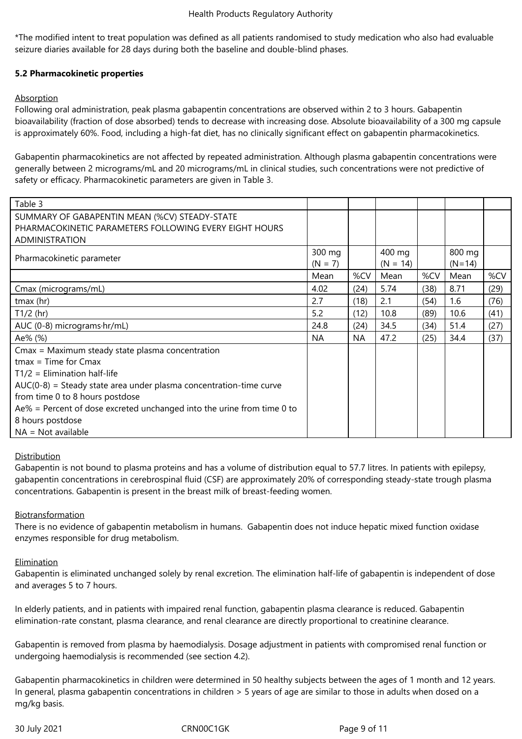*The modified intent to treat population was defined as all patients randomised to study medication who also had evaluable seizure diaries available for 28 days during both the baseline and double-blind phases.

**5.2 Pharmacokinetic properties**

Absorption

Following oral administration, peak plasma gabapentin concentrations are observed within 2 to 3 hours. Gabapentin bioavailability (fraction of dose absorbed) tends to decrease with increasing dose. Absolute bioavailability of a 300 mg capsule is approximately 60%. Food, including a high-fat diet, has no clinically significant effect on gabapentin pharmacokinetics.

Gabapentin pharmacokinetics are not affected by repeated administration. Although plasma gabapentin concentrations were generally between 2 micrograms/mL and 20 micrograms/mL in clinical studies, such concentrations were not predictive of safety or efficacy. Pharmacokinetic parameters are given in Table 3.

| Table 3 | | | | | | |
|---|---|---|---|---|---|---|
| SUMMARY OF GABAPENTIN MEAN (%CV) STEADY-STATE PHARMACOKINETIC PARAMETERS FOLLOWING EVERY EIGHT HOURS ADMINISTRATION | | | | | | |
| Pharmacokinetic parameter | 300 mg (N = 7) | | 400 mg (N = 14) | | 800 mg (N=14) | |
| | Mean | %CV | Mean | %CV | Mean | %CV |
| Cmax (micrograms/mL) | 4.02 | (24) | 5.74 | (38) | 8.71 | (29) |
| tmax (hr) | 2.7 | (18) | 2.1 | (54) | 1.6 | (76) |
| T1/2 (hr) | 5.2 | (12) | 10.8 | (89) | 10.6 | (41) |
| AUC (0-8) micrograms·hr/mL) | 24.8 | (24) | 34.5 | (34) | 51.4 | (27) |
| Ae% (%) | NA | NA | 47.2 | (25) | 34.4 | (37) |
| Cmax = Maximum steady state plasma concentration<br>tmax = Time for Cmax<br>T1/2 = Elimination half-life<br>AUC(0-8) = Steady state area under plasma concentration-time curve from time 0 to 8 hours postdose<br>Ae% = Percent of dose excreted unchanged into the urine from time 0 to 8 hours postdose<br>NA = Not available | | | | | | |

Distribution

Gabapentin is not bound to plasma proteins and has a volume of distribution equal to 57.7 litres. In patients with epilepsy, gabapentin concentrations in cerebrospinal fluid (CSF) are approximately 20% of corresponding steady-state trough plasma concentrations. Gabapentin is present in the breast milk of breast-feeding women.

Biotransformation

There is no evidence of gabapentin metabolism in humans. Gabapentin does not induce hepatic mixed function oxidase enzymes responsible for drug metabolism.

Elimination

Gabapentin is eliminated unchanged solely by renal excretion. The elimination half-life of gabapentin is independent of dose and averages 5 to 7 hours.

In elderly patients, and in patients with impaired renal function, gabapentin plasma clearance is reduced. Gabapentin elimination-rate constant, plasma clearance, and renal clearance are directly proportional to creatinine clearance.

Gabapentin is removed from plasma by haemodialysis. Dosage adjustment in patients with compromised renal function or undergoing haemodialysis is recommended (see section 4.2).

Gabapentin pharmacokinetics in children were determined in 50 healthy subjects between the ages of 1 month and 12 years. In general, plasma gabapentin concentrations in children > 5 years of age are similar to those in adults when dosed on a mg/kg basis.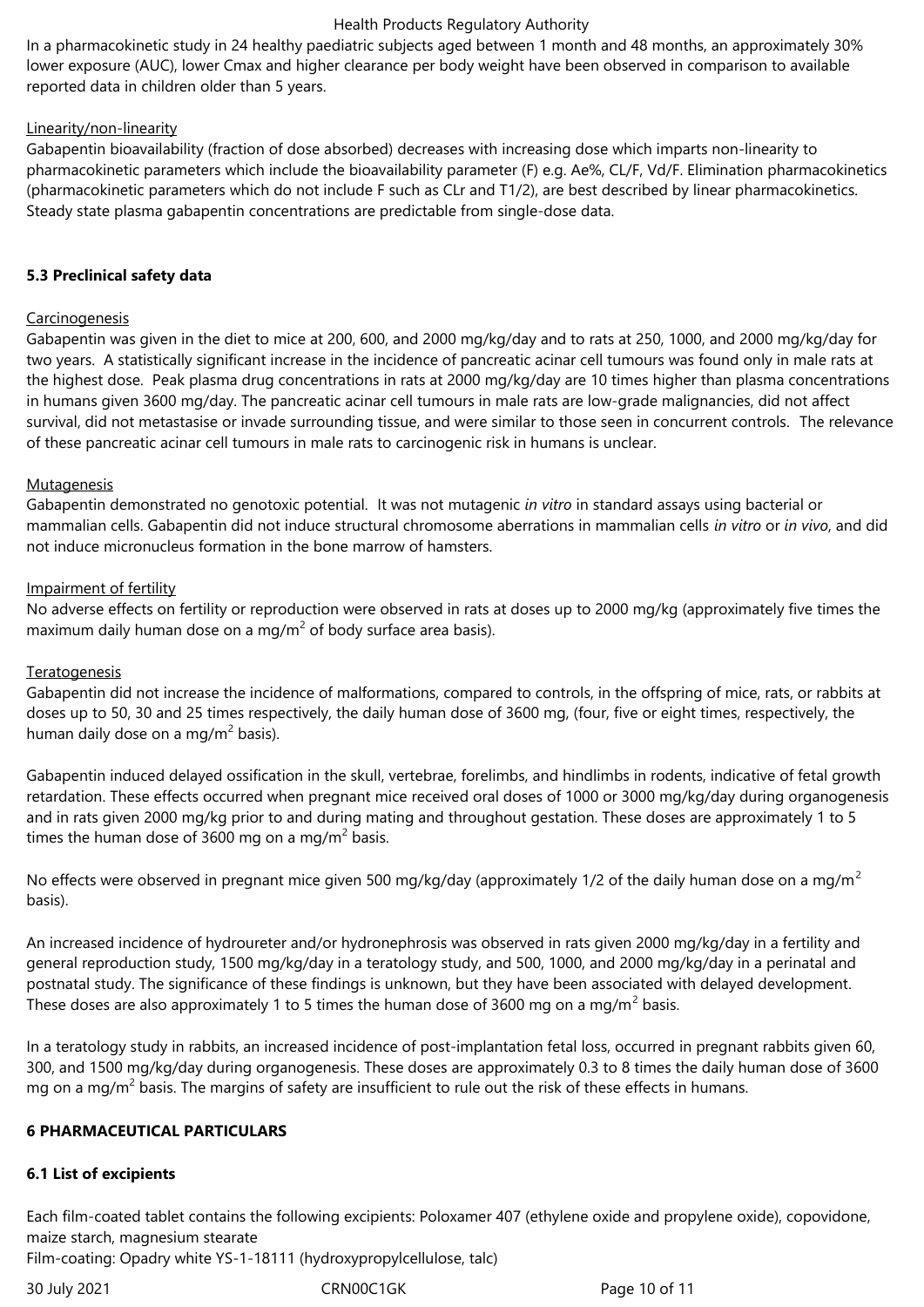In a pharmacokinetic study in 24 healthy paediatric subjects aged between 1 month and 48 months, an approximately 30% lower exposure (AUC), lower Cmax and higher clearance per body weight have been observed in comparison to available reported data in children older than 5 years.

Linearity/non-linearity

Gabapentin bioavailability (fraction of dose absorbed) decreases with increasing dose which imparts non-linearity to pharmacokinetic parameters which include the bioavailability parameter (F) e.g. Ae%, CL/F, Vd/F. Elimination pharmacokinetics (pharmacokinetic parameters which do not include F such as CLr and T1/2), are best described by linear pharmacokinetics. Steady state plasma gabapentin concentrations are predictable from single-dose data.

## 5.3 Preclinical safety data

Carcinogenesis

Gabapentin was given in the diet to mice at 200, 600, and 2000 mg/kg/day and to rats at 250, 1000, and 2000 mg/kg/day for two years. A statistically significant increase in the incidence of pancreatic acinar cell tumours was found only in male rats at the highest dose. Peak plasma drug concentrations in rats at 2000 mg/kg/day are 10 times higher than plasma concentrations in humans given 3600 mg/day. The pancreatic acinar cell tumours in male rats are low-grade malignancies, did not affect survival, did not metastasise or invade surrounding tissue, and were similar to those seen in concurrent controls. The relevance of these pancreatic acinar cell tumours in male rats to carcinogenic risk in humans is unclear.

Mutagenesis

Gabapentin demonstrated no genotoxic potential. It was not mutagenic *in vitro* in standard assays using bacterial or mammalian cells. Gabapentin did not induce structural chromosome aberrations in mammalian cells *in vitro* or *in vivo*, and did not induce micronucleus formation in the bone marrow of hamsters.

Impairment of fertility

No adverse effects on fertility or reproduction were observed in rats at doses up to 2000 mg/kg (approximately five times the maximum daily human dose on a mg/$m^2$ of body surface area basis).

Teratogenesis

Gabapentin did not increase the incidence of malformations, compared to controls, in the offspring of mice, rats, or rabbits at doses up to 50, 30 and 25 times respectively, the daily human dose of 3600 mg, (four, five or eight times, respectively, the human daily dose on a mg/$m^2$ basis).

Gabapentin induced delayed ossification in the skull, vertebrae, forelimbs, and hindlimbs in rodents, indicative of fetal growth retardation. These effects occurred when pregnant mice received oral doses of 1000 or 3000 mg/kg/day during organogenesis and in rats given 2000 mg/kg prior to and during mating and throughout gestation. These doses are approximately 1 to 5 times the human dose of 3600 mg on a mg/$m^2$ basis.

No effects were observed in pregnant mice given 500 mg/kg/day (approximately 1/2 of the daily human dose on a mg/$m^2$ basis).

An increased incidence of hydroureter and/or hydronephrosis was observed in rats given 2000 mg/kg/day in a fertility and general reproduction study, 1500 mg/kg/day in a teratology study, and 500, 1000, and 2000 mg/kg/day in a perinatal and postnatal study. The significance of these findings is unknown, but they have been associated with delayed development. These doses are also approximately 1 to 5 times the human dose of 3600 mg on a mg/$m^2$ basis.

In a teratology study in rabbits, an increased incidence of post-implantation fetal loss, occurred in pregnant rabbits given 60, 300, and 1500 mg/kg/day during organogenesis. These doses are approximately 0.3 to 8 times the daily human dose of 3600 mg on a mg/$m^2$ basis. The margins of safety are insufficient to rule out the risk of these effects in humans.

# 6 PHARMACEUTICAL PARTICULARS

## 6.1 List of excipients

Each film-coated tablet contains the following excipients: Poloxamer 407 (ethylene oxide and propylene oxide), copovidone, maize starch, magnesium stearate
Film-coating: Opadry white YS-1-18111 (hydroxypropylcellulose, talc)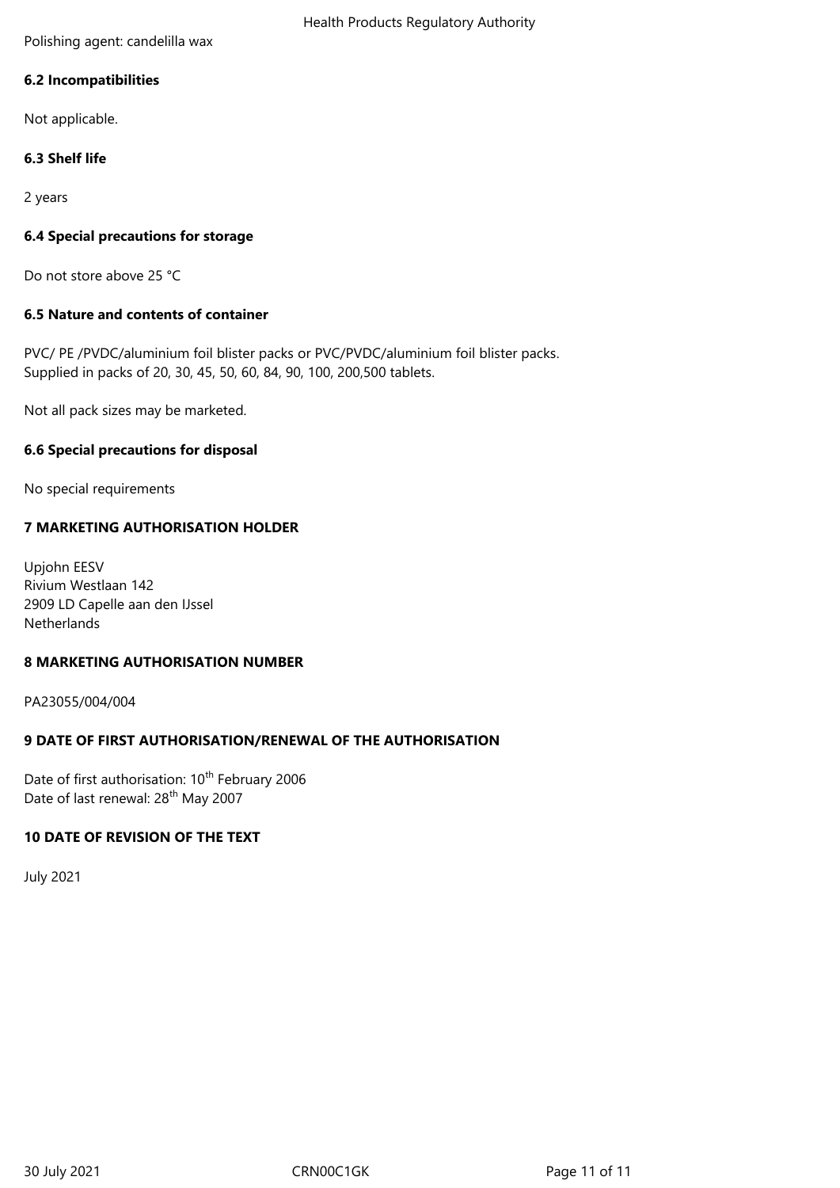Polishing agent: candelilla wax

**6.2 Incompatibilities**

Not applicable.

**6.3 Shelf life**

2 years

**6.4 Special precautions for storage**

Do not store above 25 °C

**6.5 Nature and contents of container**

PVC/ PE /PVDC/aluminium foil blister packs or PVC/PVDC/aluminium foil blister packs.
Supplied in packs of 20, 30, 45, 50, 60, 84, 90, 100, 200,500 tablets.

Not all pack sizes may be marketed.

**6.6 Special precautions for disposal**

No special requirements

**7 MARKETING AUTHORISATION HOLDER**

Upjohn EESV
Rivium Westlaan 142
2909 LD Capelle aan den IJssel
Netherlands

**8 MARKETING AUTHORISATION NUMBER**

PA23055/004/004

**9 DATE OF FIRST AUTHORISATION/RENEWAL OF THE AUTHORISATION**

Date of first authorisation: 10th February 2006
Date of last renewal: 28th May 2007

**10 DATE OF REVISION OF THE TEXT**

July 2021